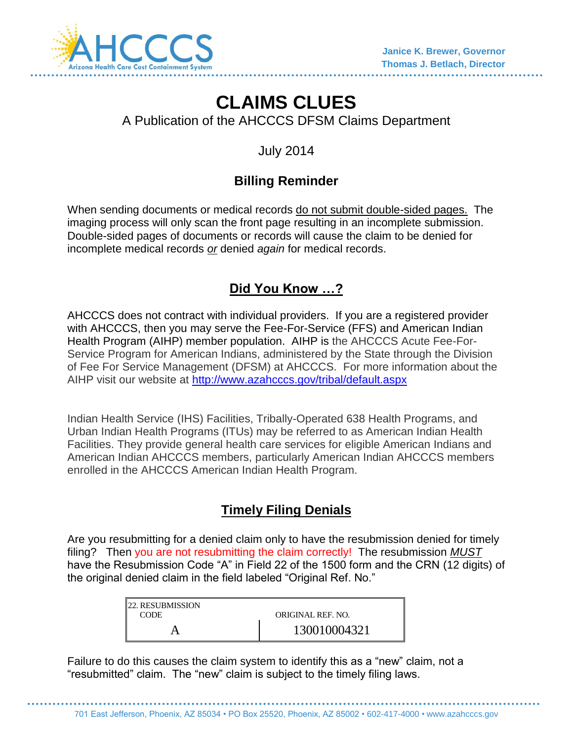AHCCCS
Arizona Health Care Cost Containment System

**Janice K. Brewer, Governor**
**Thomas J. Betlach, Director**

# CLAIMS CLUES

A Publication of the AHCCCS DFSM Claims Department

July 2014

## Billing Reminder

When sending documents or medical records do not submit double-sided pages. The imaging process will only scan the front page resulting in an incomplete submission. Double-sided pages of documents or records will cause the claim to be denied for incomplete medical records *or* denied *again* for medical records.

## Did You Know …?

AHCCCS does not contract with individual providers. If you are a registered provider with AHCCCS, then you may serve the Fee-For-Service (FFS) and American Indian Health Program (AIHP) member population. AIHP is the AHCCCS Acute Fee-For-Service Program for American Indians, administered by the State through the Division of Fee For Service Management (DFSM) at AHCCCS. For more information about the AIHP visit our website at http://www.azahcccs.gov/tribal/default.aspx

Indian Health Service (IHS) Facilities, Tribally-Operated 638 Health Programs, and Urban Indian Health Programs (ITUs) may be referred to as American Indian Health Facilities. They provide general health care services for eligible American Indians and American Indian AHCCCS members, particularly American Indian AHCCCS members enrolled in the AHCCCS American Indian Health Program.

## Timely Filing Denials

Are you resubmitting for a denied claim only to have the resubmission denied for timely filing? Then you are not resubmitting the claim correctly! The resubmission *MUST* have the Resubmission Code "A" in Field 22 of the 1500 form and the CRN (12 digits) of the original denied claim in the field labeled "Original Ref. No."

| 22. RESUBMISSION CODE | ORIGINAL REF. NO. |
| --- | --- |
| A | 130010004321 |

Failure to do this causes the claim system to identify this as a "new" claim, not a "resubmitted" claim. The "new" claim is subject to the timely filing laws.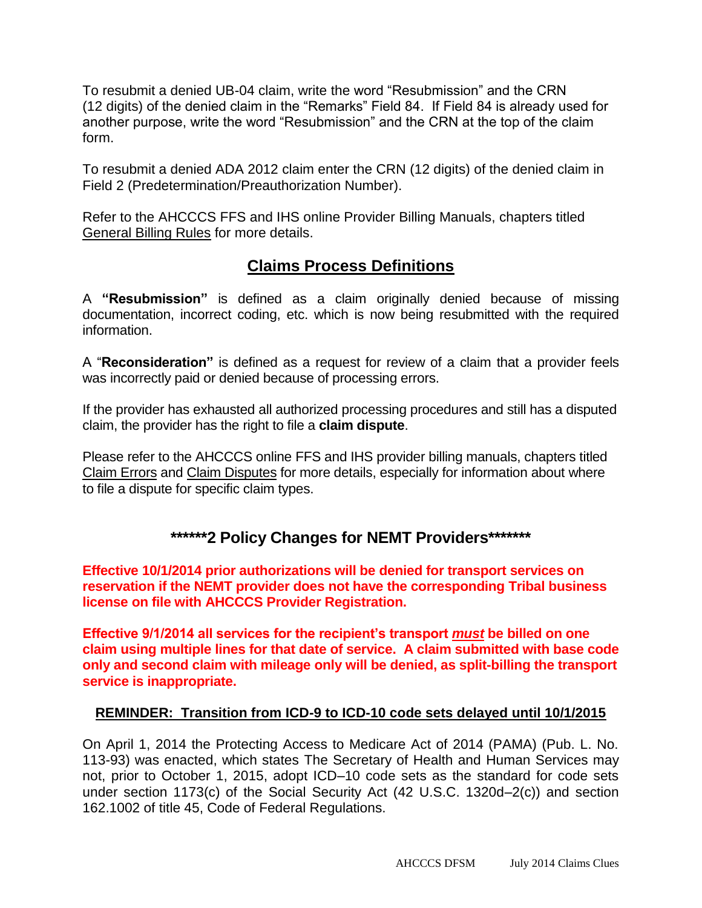To resubmit a denied UB-04 claim, write the word "Resubmission" and the CRN (12 digits) of the denied claim in the "Remarks" Field 84. If Field 84 is already used for another purpose, write the word "Resubmission" and the CRN at the top of the claim form.

To resubmit a denied ADA 2012 claim enter the CRN (12 digits) of the denied claim in Field 2 (Predetermination/Preauthorization Number).

Refer to the AHCCCS FFS and IHS online Provider Billing Manuals, chapters titled General Billing Rules for more details.

## Claims Process Definitions

A **"Resubmission"** is defined as a claim originally denied because of missing documentation, incorrect coding, etc. which is now being resubmitted with the required information.

A "**Reconsideration"** is defined as a request for review of a claim that a provider feels was incorrectly paid or denied because of processing errors.

If the provider has exhausted all authorized processing procedures and still has a disputed claim, the provider has the right to file a **claim dispute**.

Please refer to the AHCCCS online FFS and IHS provider billing manuals, chapters titled Claim Errors and Claim Disputes for more details, especially for information about where to file a dispute for specific claim types.

## ******2 Policy Changes for NEMT Providers*******

**Effective 10/1/2014 prior authorizations will be denied for transport services on reservation if the NEMT provider does not have the corresponding Tribal business license on file with AHCCCS Provider Registration.**

**Effective 9/1/2014 all services for the recipient's transport _must_ be billed on one claim using multiple lines for that date of service. A claim submitted with base code only and second claim with mileage only will be denied, as split-billing the transport service is inappropriate.**

### REMINDER: Transition from ICD-9 to ICD-10 code sets delayed until 10/1/2015

On April 1, 2014 the Protecting Access to Medicare Act of 2014 (PAMA) (Pub. L. No. 113-93) was enacted, which states The Secretary of Health and Human Services may not, prior to October 1, 2015, adopt ICD–10 code sets as the standard for code sets under section 1173(c) of the Social Security Act (42 U.S.C. 1320d–2(c)) and section 162.1002 of title 45, Code of Federal Regulations.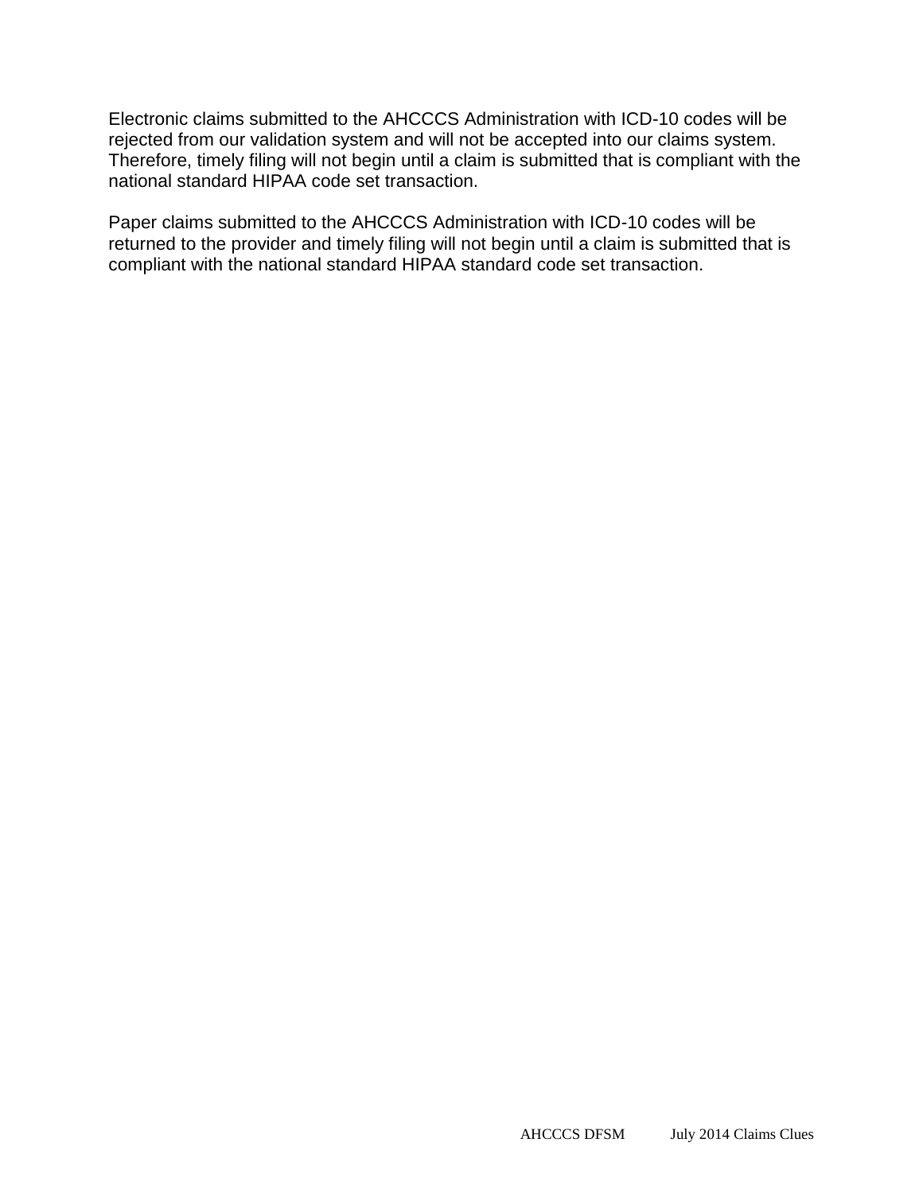Electronic claims submitted to the AHCCCS Administration with ICD-10 codes will be rejected from our validation system and will not be accepted into our claims system. Therefore, timely filing will not begin until a claim is submitted that is compliant with the national standard HIPAA code set transaction.

Paper claims submitted to the AHCCCS Administration with ICD-10 codes will be returned to the provider and timely filing will not begin until a claim is submitted that is compliant with the national standard HIPAA standard code set transaction.